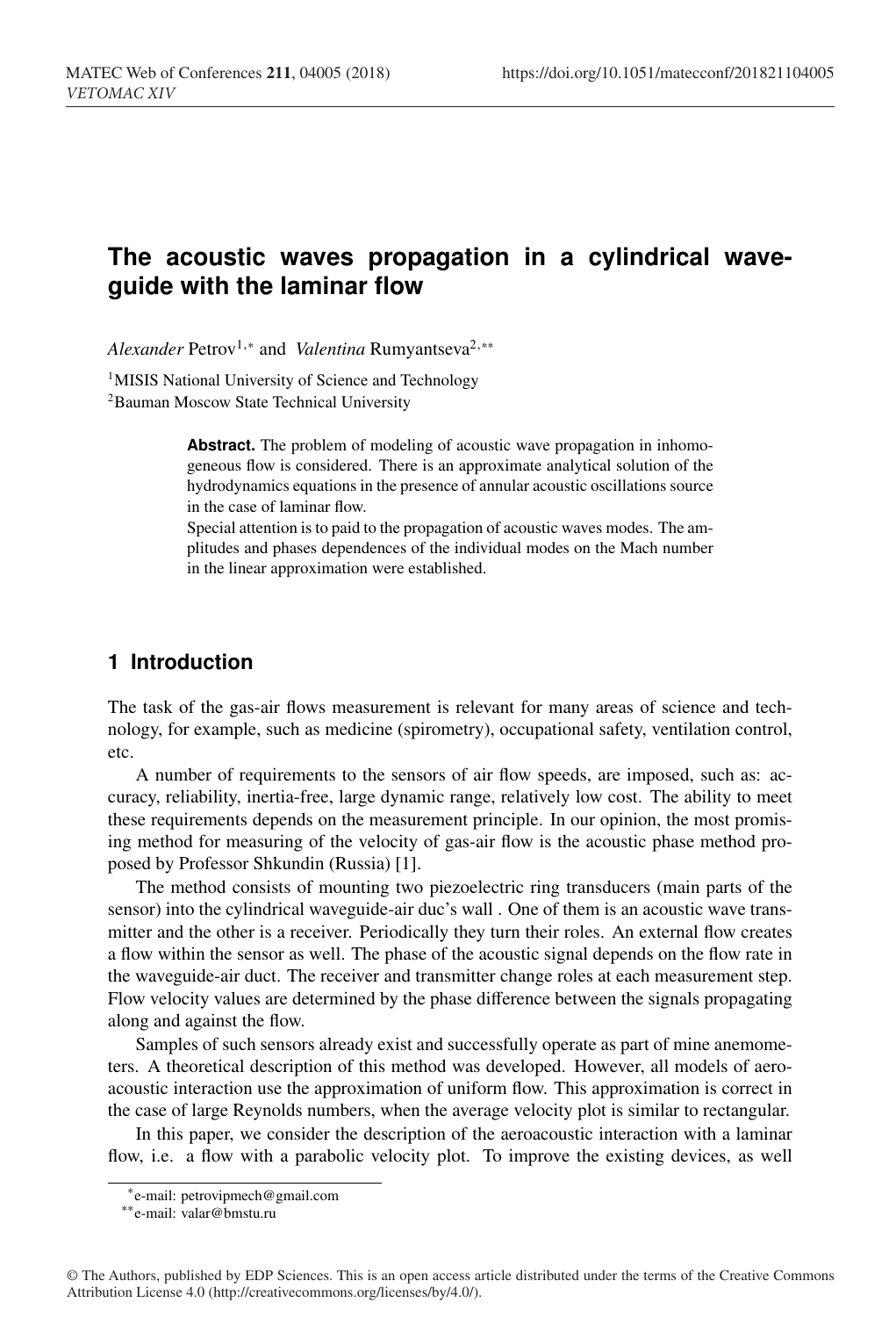# The acoustic waves propagation in a cylindrical wave-guide with the laminar flow

*Alexander* Petrov[1,*] and *Valentina* Rumyantseva[2,**]

[1]MISIS National University of Science and Technology
[2]Bauman Moscow State Technical University

**Abstract.** The problem of modeling of acoustic wave propagation in inhomogeneous flow is considered. There is an approximate analytical solution of the hydrodynamics equations in the presence of annular acoustic oscillations source in the case of laminar flow.
Special attention is to paid to the propagation of acoustic waves modes. The amplitudes and phases dependences of the individual modes on the Mach number in the linear approximation were established.

## 1 Introduction

The task of the gas-air flows measurement is relevant for many areas of science and technology, for example, such as medicine (spirometry), occupational safety, ventilation control, etc.

A number of requirements to the sensors of air flow speeds, are imposed, such as: accuracy, reliability, inertia-free, large dynamic range, relatively low cost. The ability to meet these requirements depends on the measurement principle. In our opinion, the most promising method for measuring of the velocity of gas-air flow is the acoustic phase method proposed by Professor Shkundin (Russia) [1].

The method consists of mounting two piezoelectric ring transducers (main parts of the sensor) into the cylindrical waveguide-air duc's wall . One of them is an acoustic wave transmitter and the other is a receiver. Periodically they turn their roles. An external flow creates a flow within the sensor as well. The phase of the acoustic signal depends on the flow rate in the waveguide-air duct. The receiver and transmitter change roles at each measurement step. Flow velocity values are determined by the phase difference between the signals propagating along and against the flow.

Samples of such sensors already exist and successfully operate as part of mine anemometers. A theoretical description of this method was developed. However, all models of aeroacoustic interaction use the approximation of uniform flow. This approximation is correct in the case of large Reynolds numbers, when the average velocity plot is similar to rectangular.

In this paper, we consider the description of the aeroacoustic interaction with a laminar flow, i.e. a flow with a parabolic velocity plot. To improve the existing devices, as well

---

*e-mail: petrovipmech@gmail.com
**e-mail: valar@bmstu.ru

© The Authors, published by EDP Sciences. This is an open access article distributed under the terms of the Creative Commons Attribution License 4.0 (http://creativecommons.org/licenses/by/4.0/).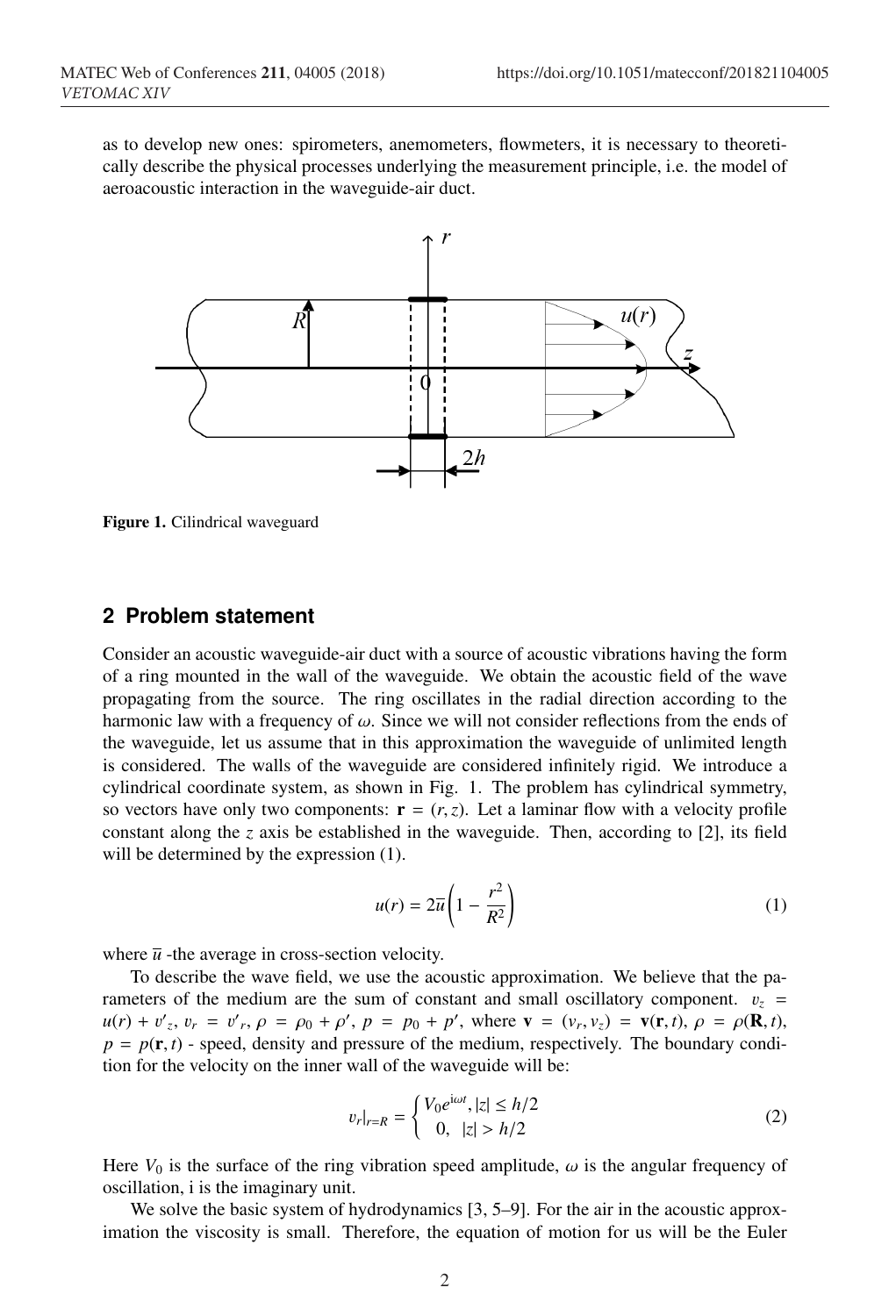as to develop new ones: spirometers, anemometers, flowmeters, it is necessary to theoretically describe the physical processes underlying the measurement principle, i.e. the model of aeroacoustic interaction in the waveguide-air duct.

**Figure 1.** Cilindrical waveguard

## 2 Problem statement

Consider an acoustic waveguide-air duct with a source of acoustic vibrations having the form of a ring mounted in the wall of the waveguide. We obtain the acoustic field of the wave propagating from the source. The ring oscillates in the radial direction according to the harmonic law with a frequency of $\omega$. Since we will not consider reflections from the ends of the waveguide, let us assume that in this approximation the waveguide of unlimited length is considered. The walls of the waveguide are considered infinitely rigid. We introduce a cylindrical coordinate system, as shown in Fig. 1. The problem has cylindrical symmetry, so vectors have only two components: $\mathbf{r} = (r, z)$. Let a laminar flow with a velocity profile constant along the $z$ axis be established in the waveguide. Then, according to [2], its field will be determined by the expression (1).

$$u(r) = 2\overline{u}\left(1 - \frac{r^2}{R^2}\right) \tag{1}$$

where $\overline{u}$ -the average in cross-section velocity.

To describe the wave field, we use the acoustic approximation. We believe that the parameters of the medium are the sum of constant and small oscillatory component. $v_z = u(r) + v'_z$, $v_r = v'_r$, $\rho = \rho_0 + \rho'$, $p = p_0 + p'$, where $\mathbf{v} = (v_r, v_z) = \mathbf{v}(\mathbf{r}, t)$, $\rho = \rho(\mathbf{R}, t)$, $p = p(\mathbf{r}, t)$ - speed, density and pressure of the medium, respectively. The boundary condition for the velocity on the inner wall of the waveguide will be:

$$v_r|_{r=R} = \begin{cases} V_0 e^{\mathrm{i}\omega t}, |z| \leq h/2 \\ 0, \quad |z| > h/2 \end{cases} \tag{2}$$

Here $V_0$ is the surface of the ring vibration speed amplitude, $\omega$ is the angular frequency of oscillation, i is the imaginary unit.

We solve the basic system of hydrodynamics [3, 5–9]. For the air in the acoustic approximation the viscosity is small. Therefore, the equation of motion for us will be the Euler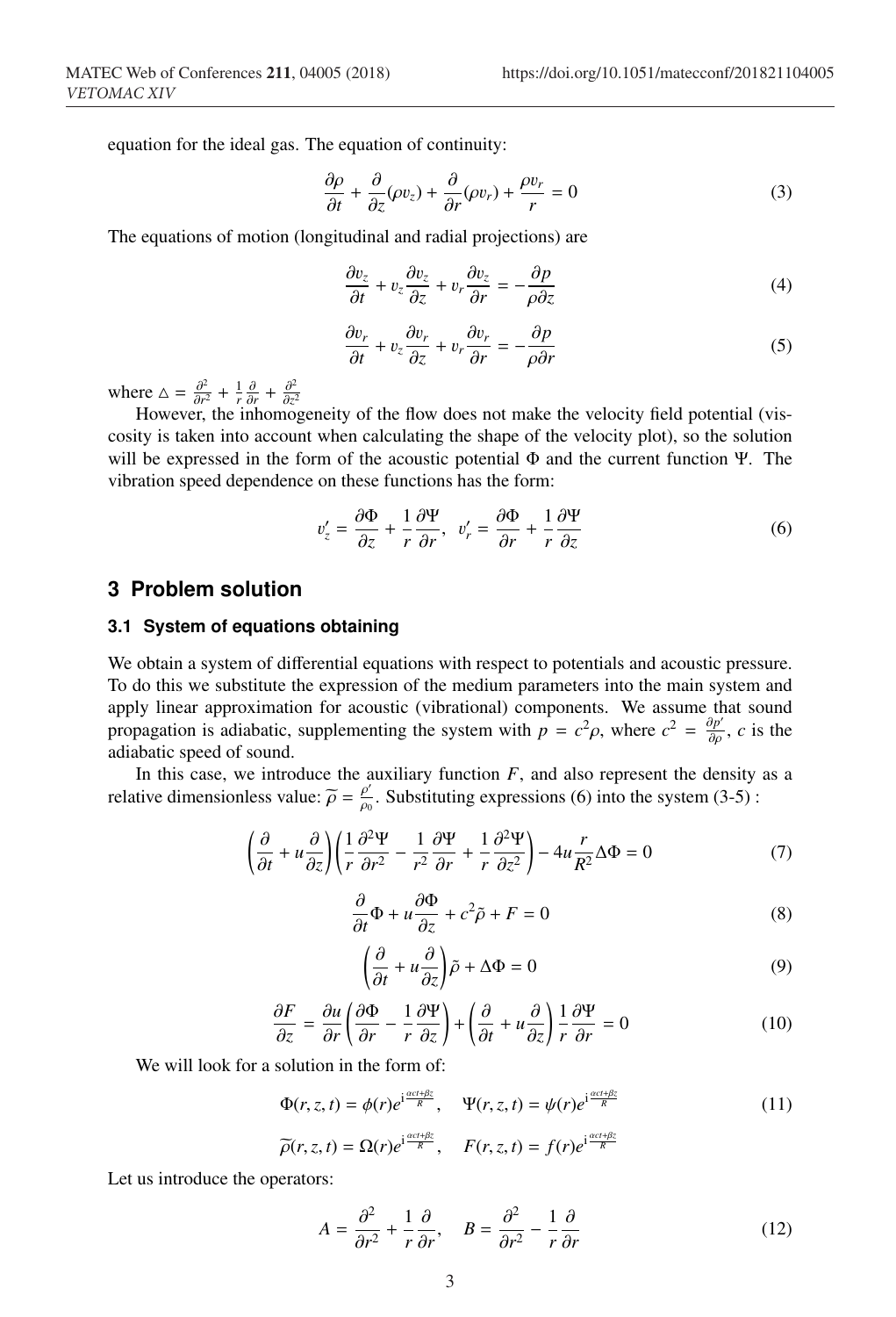equation for the ideal gas. The equation of continuity:

$$\frac{\partial \rho}{\partial t} + \frac{\partial}{\partial z}(\rho v_z) + \frac{\partial}{\partial r}(\rho v_r) + \frac{\rho v_r}{r} = 0 \tag{3}$$

The equations of motion (longitudinal and radial projections) are

$$\frac{\partial v_z}{\partial t} + v_z \frac{\partial v_z}{\partial z} + v_r \frac{\partial v_z}{\partial r} = -\frac{\partial p}{\rho \partial z} \tag{4}$$

$$\frac{\partial v_r}{\partial t} + v_z \frac{\partial v_r}{\partial z} + v_r \frac{\partial v_r}{\partial r} = -\frac{\partial p}{\rho \partial r} \tag{5}$$

where $\triangle = \frac{\partial^2}{\partial r^2} + \frac{1}{r}\frac{\partial}{\partial r} + \frac{\partial^2}{\partial z^2}$

However, the inhomogeneity of the flow does not make the velocity field potential (viscosity is taken into account when calculating the shape of the velocity plot), so the solution will be expressed in the form of the acoustic potential $\Phi$ and the current function $\Psi$. The vibration speed dependence on these functions has the form:

$$v_z' = \frac{\partial \Phi}{\partial z} + \frac{1}{r}\frac{\partial \Psi}{\partial r}, \quad v_r' = \frac{\partial \Phi}{\partial r} + \frac{1}{r}\frac{\partial \Psi}{\partial z} \tag{6}$$

## 3 Problem solution

### 3.1 System of equations obtaining

We obtain a system of differential equations with respect to potentials and acoustic pressure. To do this we substitute the expression of the medium parameters into the main system and apply linear approximation for acoustic (vibrational) components. We assume that sound propagation is adiabatic, supplementing the system with $p = c^2\rho$, where $c^2 = \frac{\partial p'}{\partial \rho}$, $c$ is the adiabatic speed of sound.

In this case, we introduce the auxiliary function $F$, and also represent the density as a relative dimensionless value: $\widetilde{\rho} = \frac{\rho'}{\rho_0}$. Substituting expressions (6) into the system (3-5) :

$$\left(\frac{\partial}{\partial t} + u\frac{\partial}{\partial z}\right)\left(\frac{1}{r}\frac{\partial^2 \Psi}{\partial r^2} - \frac{1}{r^2}\frac{\partial \Psi}{\partial r} + \frac{1}{r}\frac{\partial^2 \Psi}{\partial z^2}\right) - 4u\frac{r}{R^2}\Delta\Phi = 0 \tag{7}$$

$$\frac{\partial}{\partial t}\Phi + u\frac{\partial \Phi}{\partial z} + c^2\tilde{\rho} + F = 0 \tag{8}$$

$$\left(\frac{\partial}{\partial t} + u\frac{\partial}{\partial z}\right)\tilde{\rho} + \Delta\Phi = 0 \tag{9}$$

$$\frac{\partial F}{\partial z} = \frac{\partial u}{\partial r}\left(\frac{\partial \Phi}{\partial r} - \frac{1}{r}\frac{\partial \Psi}{\partial z}\right) + \left(\frac{\partial}{\partial t} + u\frac{\partial}{\partial z}\right)\frac{1}{r}\frac{\partial \Psi}{\partial r} = 0 \tag{10}$$

We will look for a solution in the form of:

$$\Phi(r,z,t) = \phi(r)e^{\mathrm{i}\frac{\alpha ct+\beta z}{R}}, \quad \Psi(r,z,t) = \psi(r)e^{\mathrm{i}\frac{\alpha ct+\beta z}{R}} \tag{11}$$

$$\widetilde{\rho}(r,z,t) = \Omega(r)e^{\mathrm{i}\frac{\alpha ct+\beta z}{R}}, \quad F(r,z,t) = f(r)e^{\mathrm{i}\frac{\alpha ct+\beta z}{R}}$$

Let us introduce the operators:

$$A = \frac{\partial^2}{\partial r^2} + \frac{1}{r}\frac{\partial}{\partial r}, \quad B = \frac{\partial^2}{\partial r^2} - \frac{1}{r}\frac{\partial}{\partial r} \tag{12}$$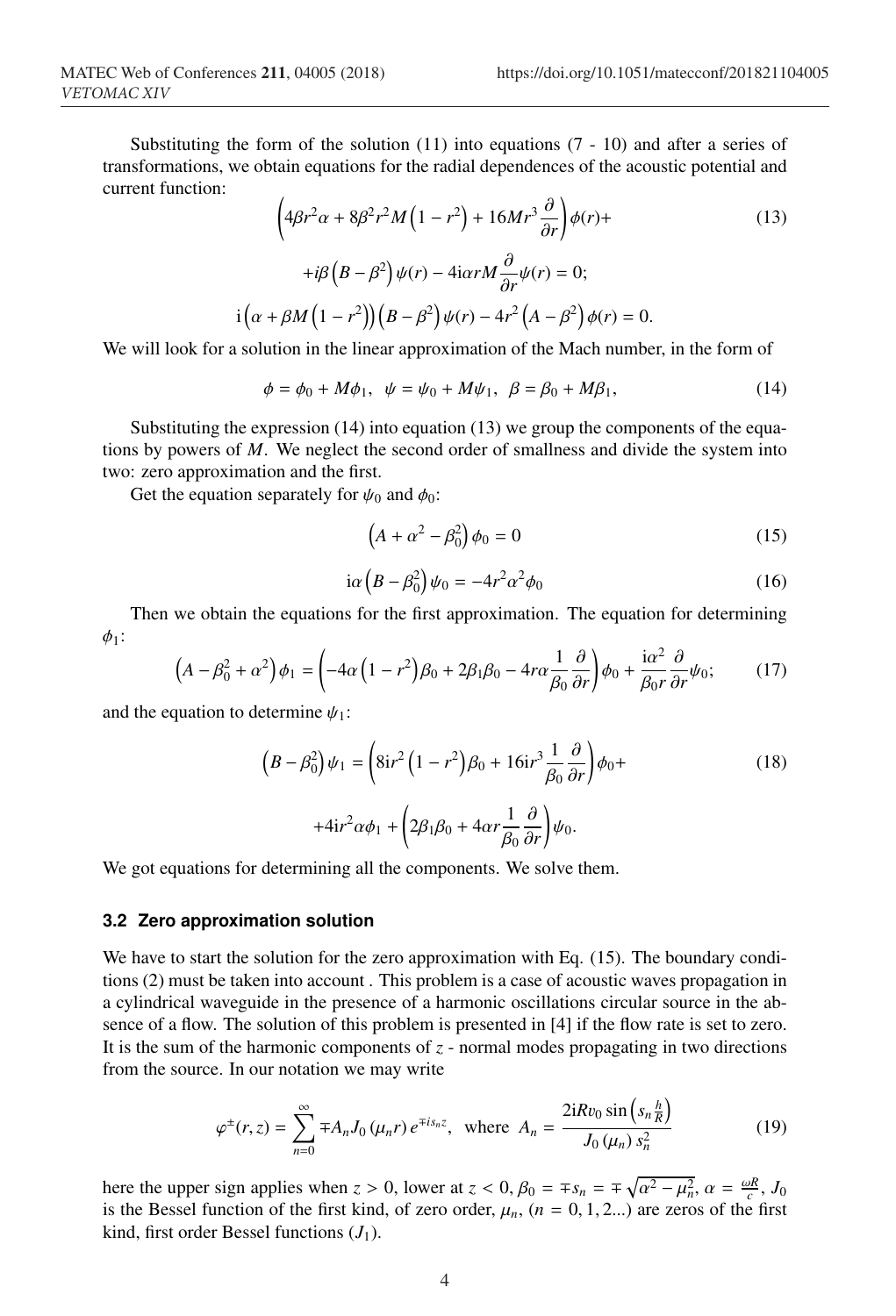Substituting the form of the solution (11) into equations (7 - 10) and after a series of transformations, we obtain equations for the radial dependences of the acoustic potential and current function:

$$\left(4\beta r^2\alpha + 8\beta^2 r^2 M\left(1 - r^2\right) + 16Mr^3\frac{\partial}{\partial r}\right)\phi(r) + \tag{13}$$

$$+i\beta\left(B - \beta^2\right)\psi(r) - 4\mathrm{i}\alpha r M\frac{\partial}{\partial r}\psi(r) = 0;$$

$$\mathrm{i}\left(\alpha + \beta M\left(1 - r^2\right)\right)\left(B - \beta^2\right)\psi(r) - 4r^2\left(A - \beta^2\right)\phi(r) = 0.$$

We will look for a solution in the linear approximation of the Mach number, in the form of

$$\phi = \phi_0 + M\phi_1, \;\; \psi = \psi_0 + M\psi_1, \;\; \beta = \beta_0 + M\beta_1, \tag{14}$$

Substituting the expression (14) into equation (13) we group the components of the equations by powers of $M$. We neglect the second order of smallness and divide the system into two: zero approximation and the first.

Get the equation separately for $\psi_0$ and $\phi_0$:

$$\left(A + \alpha^2 - \beta_0^2\right)\phi_0 = 0 \tag{15}$$

$$\mathrm{i}\alpha\left(B - \beta_0^2\right)\psi_0 = -4r^2\alpha^2\phi_0 \tag{16}$$

Then we obtain the equations for the first approximation. The equation for determining $\phi_1$:

$$\left(A - \beta_0^2 + \alpha^2\right)\phi_1 = \left(-4\alpha\left(1 - r^2\right)\beta_0 + 2\beta_1\beta_0 - 4r\alpha\frac{1}{\beta_0}\frac{\partial}{\partial r}\right)\phi_0 + \frac{\mathrm{i}\alpha^2}{\beta_0 r}\frac{\partial}{\partial r}\psi_0; \tag{17}$$

and the equation to determine $\psi_1$:

$$\left(B - \beta_0^2\right)\psi_1 = \left(8\mathrm{i}r^2\left(1 - r^2\right)\beta_0 + 16\mathrm{i}r^3\frac{1}{\beta_0}\frac{\partial}{\partial r}\right)\phi_0 + \tag{18}$$

$$+4\mathrm{i}r^2\alpha\phi_1 + \left(2\beta_1\beta_0 + 4\alpha r\frac{1}{\beta_0}\frac{\partial}{\partial r}\right)\psi_0.$$

We got equations for determining all the components. We solve them.

### 3.2 Zero approximation solution

We have to start the solution for the zero approximation with Eq. (15). The boundary conditions (2) must be taken into account . This problem is a case of acoustic waves propagation in a cylindrical waveguide in the presence of a harmonic oscillations circular source in the absence of a flow. The solution of this problem is presented in [4] if the flow rate is set to zero. It is the sum of the harmonic components of $z$ - normal modes propagating in two directions from the source. In our notation we may write

$$\varphi^{\pm}(r,z) = \sum_{n=0}^{\infty} \mp A_n J_0\left(\mu_n r\right) e^{\mp i s_n z}, \;\; \text{where} \;\; A_n = \frac{2\mathrm{i}Rv_0 \sin\left(s_n \frac{h}{R}\right)}{J_0\left(\mu_n\right) s_n^2} \tag{19}$$

here the upper sign applies when $z > 0$, lower at $z < 0$, $\beta_0 = \mp s_n = \mp\sqrt{\alpha^2 - \mu_n^2}$, $\alpha = \frac{\omega R}{c}$, $J_0$ is the Bessel function of the first kind, of zero order, $\mu_n$, $(n = 0, 1, 2...)$ are zeros of the first kind, first order Bessel functions ($J_1$).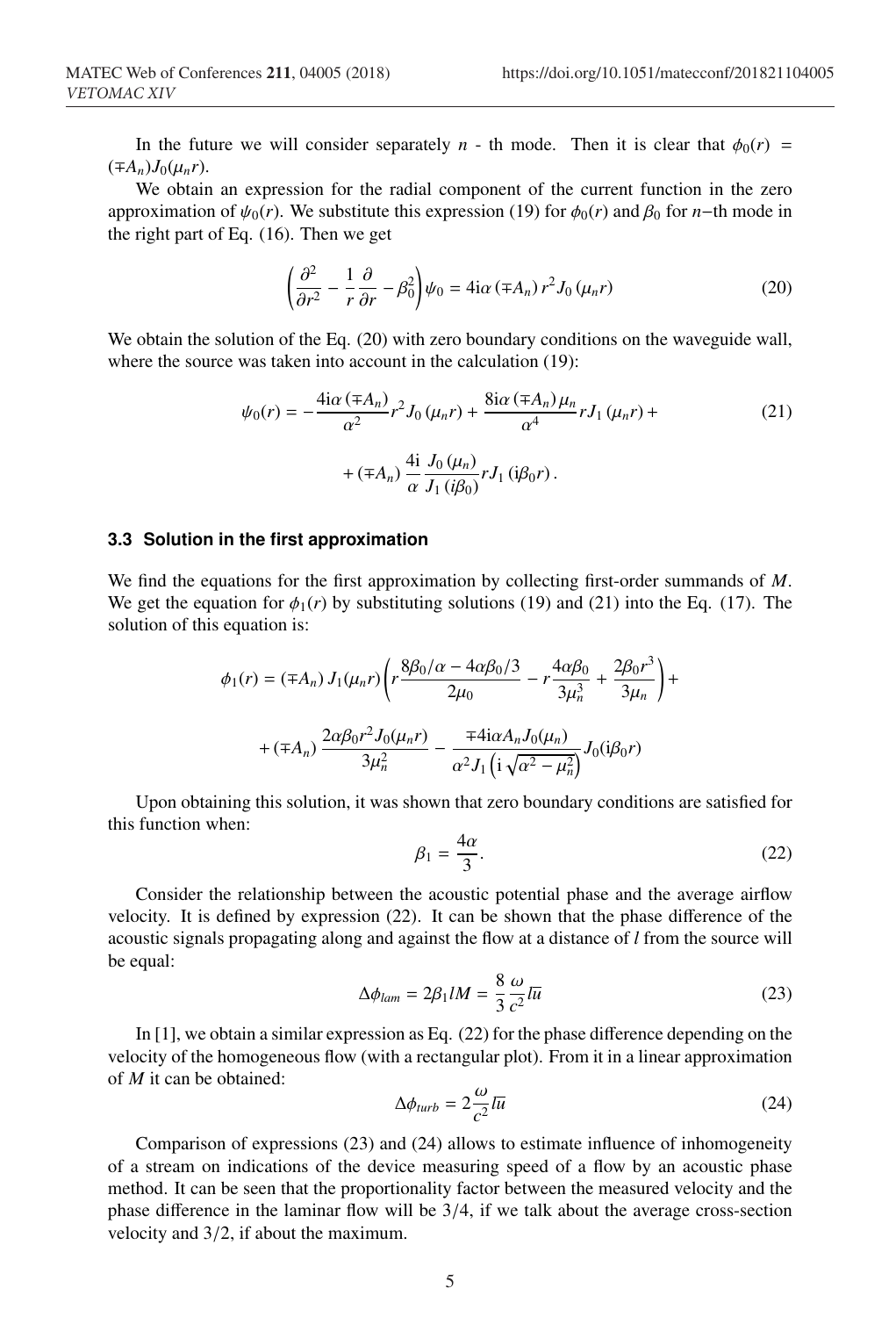In the future we will consider separately $n$ - th mode. Then it is clear that $\phi_0(r) = (\mp A_n) J_0(\mu_n r)$.

We obtain an expression for the radial component of the current function in the zero approximation of $\psi_0(r)$. We substitute this expression (19) for $\phi_0(r)$ and $\beta_0$ for $n$−th mode in the right part of Eq. (16). Then we get

$$\left(\frac{\partial^2}{\partial r^2} - \frac{1}{r}\frac{\partial}{\partial r} - \beta_0^2\right)\psi_0 = 4\mathrm{i}\alpha\,(\mp A_n)\,r^2 J_0\,(\mu_n r) \tag{20}$$

We obtain the solution of the Eq. (20) with zero boundary conditions on the waveguide wall, where the source was taken into account in the calculation (19):

$$\psi_0(r) = -\frac{4\mathrm{i}\alpha\,(\mp A_n)}{\alpha^2} r^2 J_0\,(\mu_n r) + \frac{8\mathrm{i}\alpha\,(\mp A_n)\,\mu_n}{\alpha^4} r J_1\,(\mu_n r) + \tag{21}$$

$$+\,(\mp A_n)\,\frac{4\mathrm{i}}{\alpha}\frac{J_0\,(\mu_n)}{J_1\,(i\beta_0)} r J_1\,(\mathrm{i}\beta_0 r)\,.$$

### 3.3 Solution in the first approximation

We find the equations for the first approximation by collecting first-order summands of $M$. We get the equation for $\phi_1(r)$ by substituting solutions (19) and (21) into the Eq. (17). The solution of this equation is:

$$\phi_1(r) = (\mp A_n)\,J_1(\mu_n r)\left(r\frac{8\beta_0/\alpha - 4\alpha\beta_0/3}{2\mu_0} - r\frac{4\alpha\beta_0}{3\mu_n^3} + \frac{2\beta_0 r^3}{3\mu_n}\right) +$$

$$+\,(\mp A_n)\,\frac{2\alpha\beta_0 r^2 J_0(\mu_n r)}{3\mu_n^2} - \frac{\mp 4\mathrm{i}\alpha A_n J_0(\mu_n)}{\alpha^2 J_1\left(\mathrm{i}\sqrt{\alpha^2 - \mu_n^2}\right)} J_0(\mathrm{i}\beta_0 r)$$

Upon obtaining this solution, it was shown that zero boundary conditions are satisfied for this function when:

$$\beta_1 = \frac{4\alpha}{3}. \tag{22}$$

Consider the relationship between the acoustic potential phase and the average airflow velocity. It is defined by expression (22). It can be shown that the phase difference of the acoustic signals propagating along and against the flow at a distance of $l$ from the source will be equal:

$$\Delta\phi_{lam} = 2\beta_1 l M = \frac{8}{3}\frac{\omega}{c^2} l\overline{u} \tag{23}$$

In [1], we obtain a similar expression as Eq. (22) for the phase difference depending on the velocity of the homogeneous flow (with a rectangular plot). From it in a linear approximation of $M$ it can be obtained:

$$\Delta\phi_{turb} = 2\frac{\omega}{c^2} l\overline{u} \tag{24}$$

Comparison of expressions (23) and (24) allows to estimate influence of inhomogeneity of a stream on indications of the device measuring speed of a flow by an acoustic phase method. It can be seen that the proportionality factor between the measured velocity and the phase difference in the laminar flow will be $3/4$, if we talk about the average cross-section velocity and $3/2$, if about the maximum.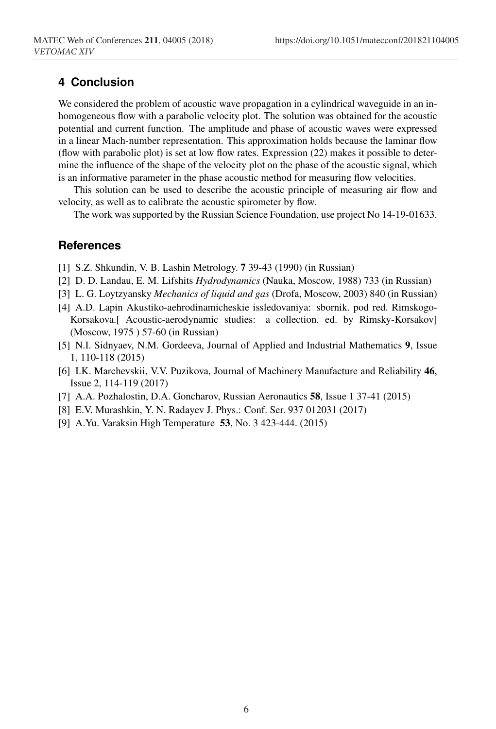## 4 Conclusion

We considered the problem of acoustic wave propagation in a cylindrical waveguide in an inhomogeneous flow with a parabolic velocity plot. The solution was obtained for the acoustic potential and current function. The amplitude and phase of acoustic waves were expressed in a linear Mach-number representation. This approximation holds because the laminar flow (flow with parabolic plot) is set at low flow rates. Expression (22) makes it possible to determine the influence of the shape of the velocity plot on the phase of the acoustic signal, which is an informative parameter in the phase acoustic method for measuring flow velocities.

This solution can be used to describe the acoustic principle of measuring air flow and velocity, as well as to calibrate the acoustic spirometer by flow.

The work was supported by the Russian Science Foundation, use project No 14-19-01633.

## References

[1] S.Z. Shkundin, V. B. Lashin Metrology. **7** 39-43 (1990) (in Russian)

[2] D. D. Landau, E. M. Lifshits *Hydrodynamics* (Nauka, Moscow, 1988) 733 (in Russian)

[3] L. G. Loytzyansky *Mechanics of liquid and gas* (Drofa, Moscow, 2003) 840 (in Russian)

[4] A.D. Lapin Akustiko-aehrodinamicheskie issledovaniya: sbornik. pod red. Rimskogo-Korsakova.[ Acoustic-aerodynamic studies: a collection. ed. by Rimsky-Korsakov] (Moscow, 1975 ) 57-60 (in Russian)

[5] N.I. Sidnyaev, N.M. Gordeeva, Journal of Applied and Industrial Mathematics **9**, Issue 1, 110-118 (2015)

[6] I.K. Marchevskii, V.V. Puzikova, Journal of Machinery Manufacture and Reliability **46**, Issue 2, 114-119 (2017)

[7] A.A. Pozhalostin, D.A. Goncharov, Russian Aeronautics **58**, Issue 1 37-41 (2015)

[8] E.V. Murashkin, Y. N. Radayev J. Phys.: Conf. Ser. 937 012031 (2017)

[9] A.Yu. Varaksin High Temperature **53**, No. 3 423-444. (2015)